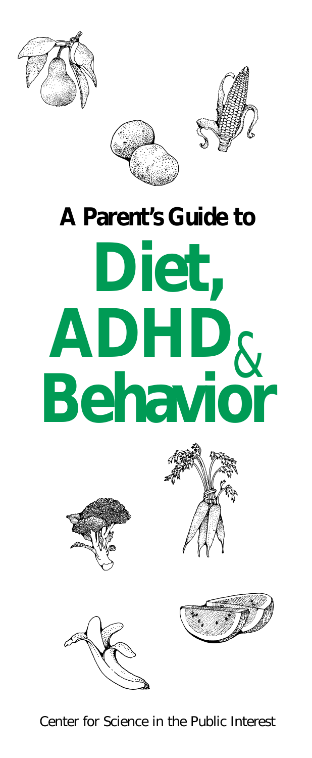**A Parent's Guide to**

# Diet, ADHD & Behavior

Center for Science in the Public Interest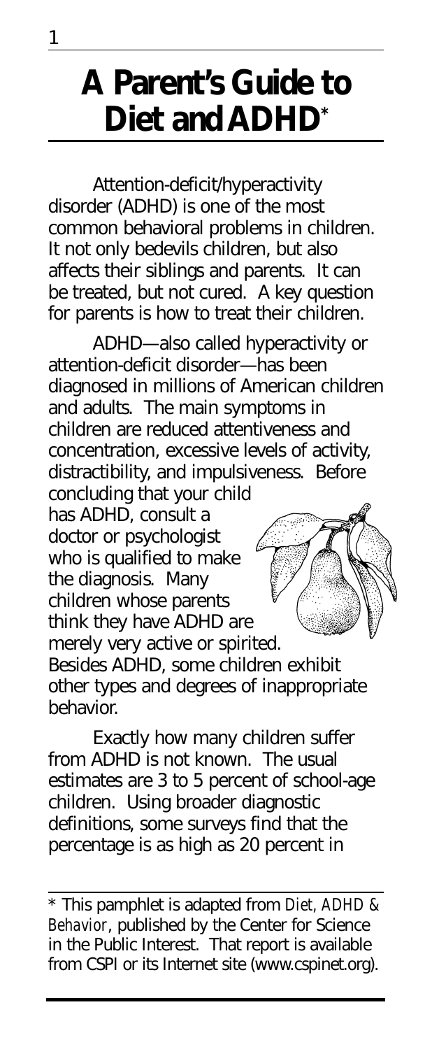# A Parent's Guide to Diet and ADHD*

Attention-deficit/hyperactivity disorder (ADHD) is one of the most common behavioral problems in children. It not only bedevils children, but also affects their siblings and parents. It can be treated, but not cured. A key question for parents is how to treat their children.

ADHD—also called hyperactivity or attention-deficit disorder—has been diagnosed in millions of American children and adults. The main symptoms in children are reduced attentiveness and concentration, excessive levels of activity, distractibility, and impulsiveness. Before concluding that your child has ADHD, consult a doctor or psychologist who is qualified to make the diagnosis. Many children whose parents think they have ADHD are merely very active or spirited. Besides ADHD, some children exhibit other types and degrees of inappropriate behavior.

Exactly how many children suffer from ADHD is not known. The usual estimates are 3 to 5 percent of school-age children. Using broader diagnostic definitions, some surveys find that the percentage is as high as 20 percent in

---

* This pamphlet is adapted from *Diet, ADHD & Behavior*, published by the Center for Science in the Public Interest. That report is available from CSPI or its Internet site (www.cspinet.org).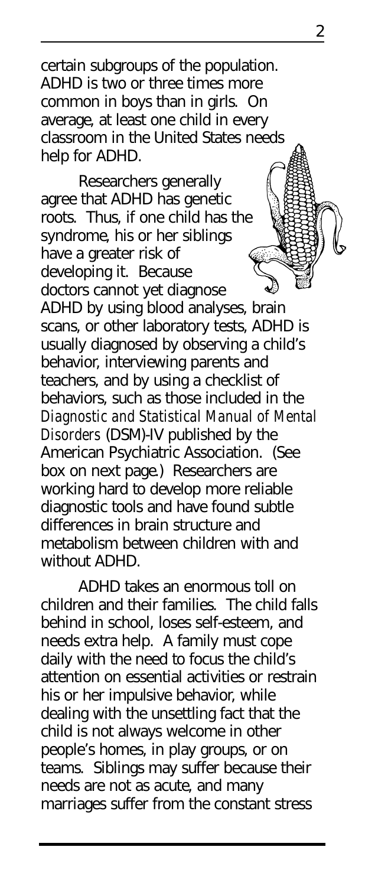certain subgroups of the population. ADHD is two or three times more common in boys than in girls. On average, at least one child in every classroom in the United States needs help for ADHD.

Researchers generally agree that ADHD has genetic roots. Thus, if one child has the syndrome, his or her siblings have a greater risk of developing it. Because doctors cannot yet diagnose ADHD by using blood analyses, brain scans, or other laboratory tests, ADHD is usually diagnosed by observing a child's behavior, interviewing parents and teachers, and by using a checklist of behaviors, such as those included in the *Diagnostic and Statistical Manual of Mental Disorders* (DSM)-IV published by the American Psychiatric Association. (See box on next page.) Researchers are working hard to develop more reliable diagnostic tools and have found subtle differences in brain structure and metabolism between children with and without ADHD.

ADHD takes an enormous toll on children and their families. The child falls behind in school, loses self-esteem, and needs extra help. A family must cope daily with the need to focus the child's attention on essential activities or restrain his or her impulsive behavior, while dealing with the unsettling fact that the child is not always welcome in other people's homes, in play groups, or on teams. Siblings may suffer because their needs are not as acute, and many marriages suffer from the constant stress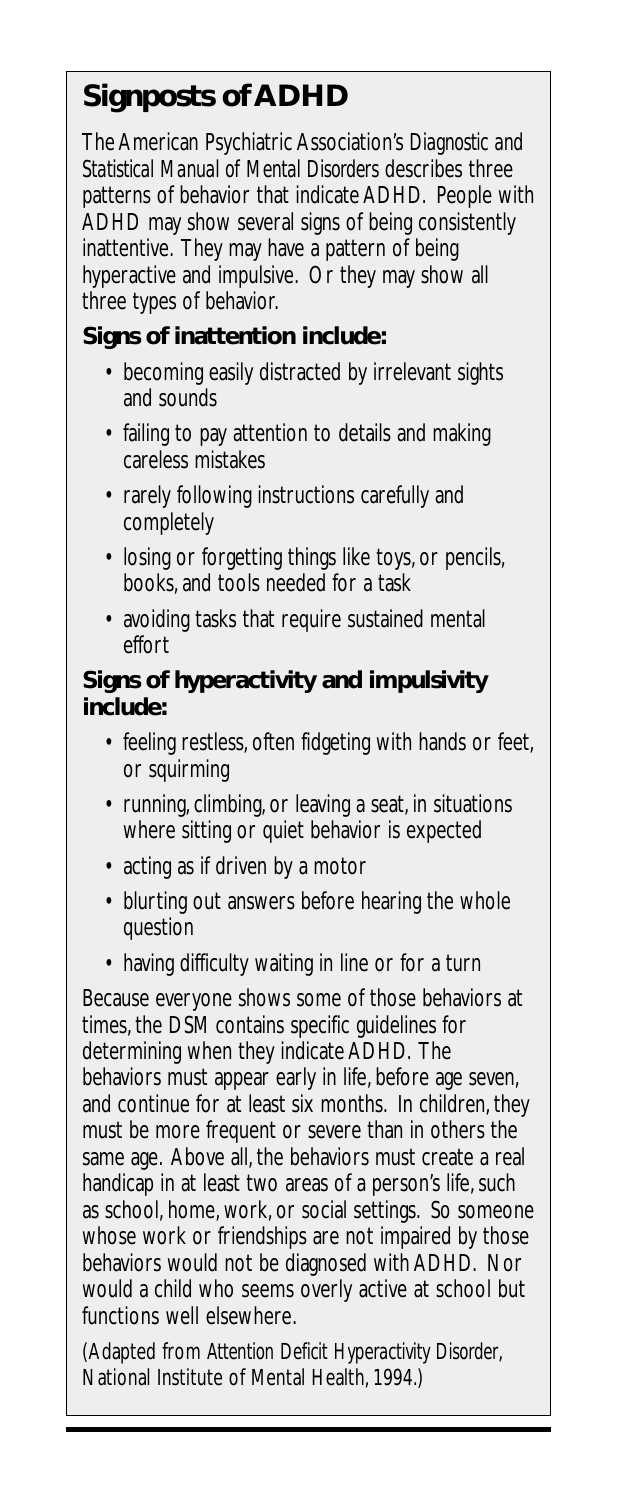## Signposts of ADHD

The American Psychiatric Association's *Diagnostic and Statistical Manual of Mental Disorders* describes three patterns of behavior that indicate ADHD. People with ADHD may show several signs of being consistently inattentive. They may have a pattern of being hyperactive and impulsive. Or they may show all three types of behavior.

### Signs of inattention include:

- becoming easily distracted by irrelevant sights and sounds
- failing to pay attention to details and making careless mistakes
- rarely following instructions carefully and completely
- losing or forgetting things like toys, or pencils, books, and tools needed for a task
- avoiding tasks that require sustained mental effort

### Signs of hyperactivity and impulsivity include:

- feeling restless, often fidgeting with hands or feet, or squirming
- running, climbing, or leaving a seat, in situations where sitting or quiet behavior is expected
- acting as if driven by a motor
- blurting out answers before hearing the whole question
- having difficulty waiting in line or for a turn

Because everyone shows some of those behaviors at times, the DSM contains specific guidelines for determining when they indicate ADHD. The behaviors must appear early in life, before age seven, and continue for at least six months. In children, they must be more frequent or severe than in others the same age. Above all, the behaviors must create a real handicap in at least two areas of a person's life, such as school, home, work, or social settings. So someone whose work or friendships are not impaired by those behaviors would not be diagnosed with ADHD. Nor would a child who seems overly active at school but functions well elsewhere.

(Adapted from *Attention Deficit Hyperactivity Disorder*, National Institute of Mental Health, 1994.)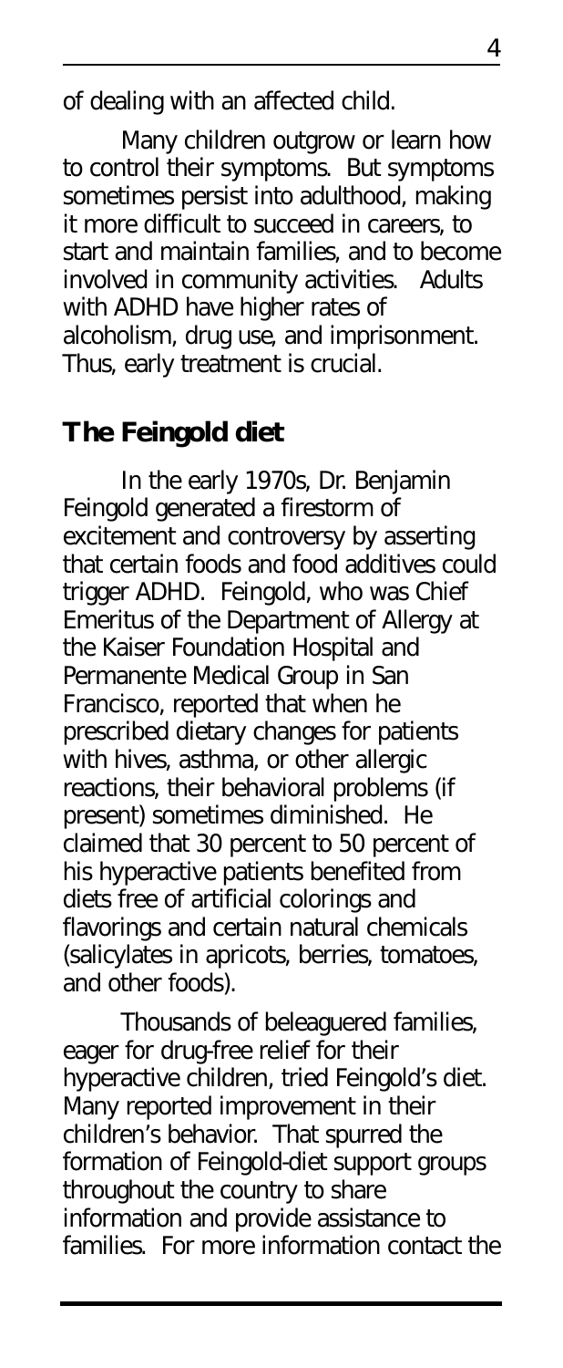of dealing with an affected child.

Many children outgrow or learn how to control their symptoms. But symptoms sometimes persist into adulthood, making it more difficult to succeed in careers, to start and maintain families, and to become involved in community activities. Adults with ADHD have higher rates of alcoholism, drug use, and imprisonment. Thus, early treatment is crucial.

## The Feingold diet

In the early 1970s, Dr. Benjamin Feingold generated a firestorm of excitement and controversy by asserting that certain foods and food additives could trigger ADHD. Feingold, who was Chief Emeritus of the Department of Allergy at the Kaiser Foundation Hospital and Permanente Medical Group in San Francisco, reported that when he prescribed dietary changes for patients with hives, asthma, or other allergic reactions, their behavioral problems (if present) sometimes diminished. He claimed that 30 percent to 50 percent of his hyperactive patients benefited from diets free of artificial colorings and flavorings and certain natural chemicals (salicylates in apricots, berries, tomatoes, and other foods).

Thousands of beleaguered families, eager for drug-free relief for their hyperactive children, tried Feingold's diet. Many reported improvement in their children's behavior. That spurred the formation of Feingold-diet support groups throughout the country to share information and provide assistance to families. For more information contact the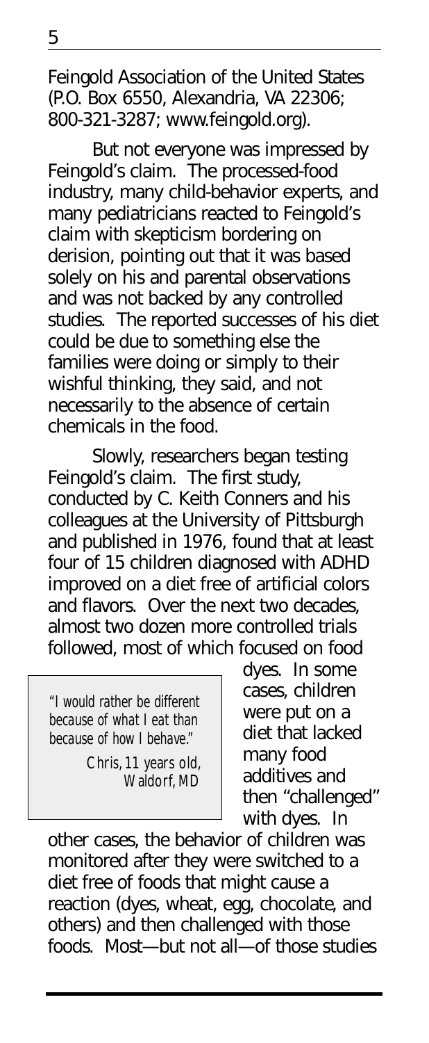Feingold Association of the United States (P.O. Box 6550, Alexandria, VA 22306; 800-321-3287; www.feingold.org).

But not everyone was impressed by Feingold's claim. The processed-food industry, many child-behavior experts, and many pediatricians reacted to Feingold's claim with skepticism bordering on derision, pointing out that it was based solely on his and parental observations and was not backed by any controlled studies. The reported successes of his diet could be due to something else the families were doing or simply to their wishful thinking, they said, and not necessarily to the absence of certain chemicals in the food.

Slowly, researchers began testing Feingold's claim. The first study, conducted by C. Keith Conners and his colleagues at the University of Pittsburgh and published in 1976, found that at least four of 15 children diagnosed with ADHD improved on a diet free of artificial colors and flavors. Over the next two decades, almost two dozen more controlled trials followed, most of which focused on food dyes. In some cases, children were put on a diet that lacked many food additives and then "challenged" with dyes. In other cases, the behavior of children was monitored after they were switched to a diet free of foods that might cause a reaction (dyes, wheat, egg, chocolate, and others) and then challenged with those foods. Most—but not all—of those studies

> *"I would rather be different because of what I eat than because of how I behave."*
>
> *Chris, 11 years old, Waldorf, MD*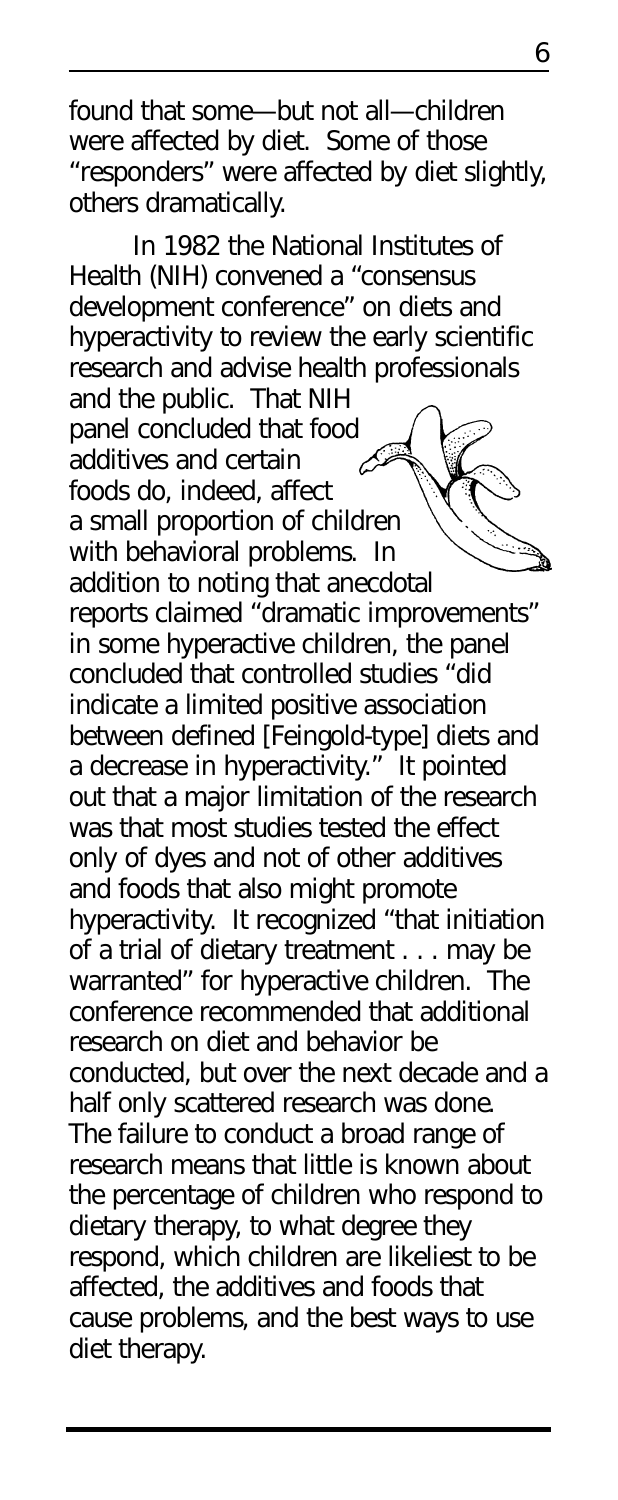found that some—but not all—children were affected by diet. Some of those "responders" were affected by diet slightly, others dramatically.

In 1982 the National Institutes of Health (NIH) convened a "consensus development conference" on diets and hyperactivity to review the early scientific research and advise health professionals and the public. That NIH panel concluded that food additives and certain foods do, indeed, affect a small proportion of children with behavioral problems. In addition to noting that anecdotal reports claimed "dramatic improvements" in some hyperactive children, the panel concluded that controlled studies "did indicate a limited positive association between defined [Feingold-type] diets and a decrease in hyperactivity." It pointed out that a major limitation of the research was that most studies tested the effect only of dyes and not of other additives and foods that also might promote hyperactivity. It recognized "that initiation of a trial of dietary treatment . . . may be warranted" for hyperactive children. The conference recommended that additional research on diet and behavior be conducted, but over the next decade and a half only scattered research was done. The failure to conduct a broad range of research means that little is known about the percentage of children who respond to dietary therapy, to what degree they respond, which children are likeliest to be affected, the additives and foods that cause problems, and the best ways to use diet therapy.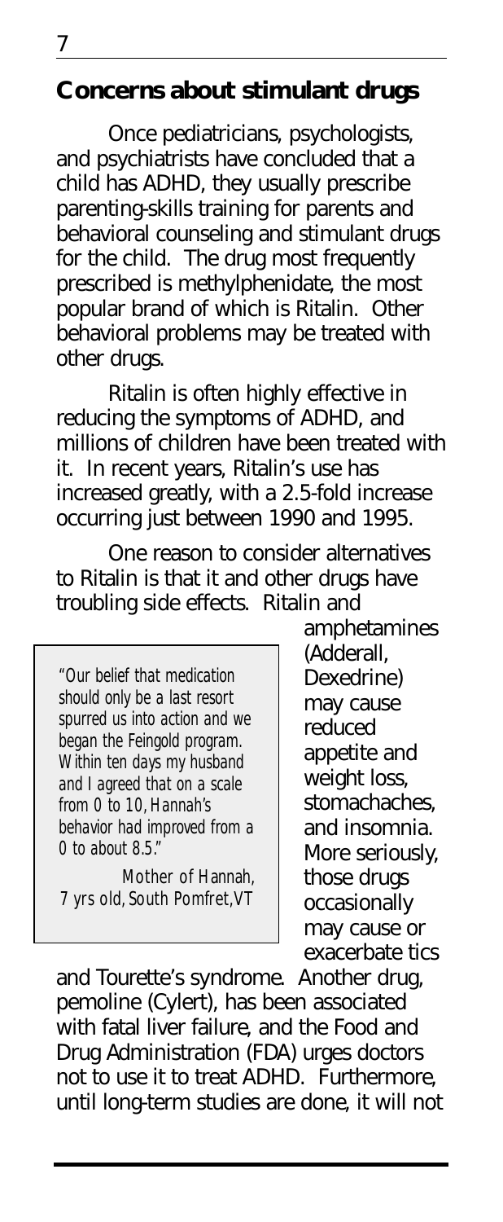## Concerns about stimulant drugs

Once pediatricians, psychologists, and psychiatrists have concluded that a child has ADHD, they usually prescribe parenting-skills training for parents and behavioral counseling and stimulant drugs for the child. The drug most frequently prescribed is methylphenidate, the most popular brand of which is Ritalin. Other behavioral problems may be treated with other drugs.

Ritalin is often highly effective in reducing the symptoms of ADHD, and millions of children have been treated with it. In recent years, Ritalin's use has increased greatly, with a 2.5-fold increase occurring just between 1990 and 1995.

One reason to consider alternatives to Ritalin is that it and other drugs have troubling side effects. Ritalin and amphetamines (Adderall, Dexedrine) may cause reduced appetite and weight loss, stomachaches, and insomnia. More seriously, those drugs occasionally may cause or exacerbate tics and Tourette's syndrome. Another drug, pemoline (Cylert), has been associated with fatal liver failure, and the Food and Drug Administration (FDA) urges doctors not to use it to treat ADHD. Furthermore, until long-term studies are done, it will not

> *"Our belief that medication should only be a last resort spurred us into action and we began the Feingold program. Within ten days my husband and I agreed that on a scale from 0 to 10, Hannah's behavior had improved from a 0 to about 8.5."*
>
> *Mother of Hannah, 7 yrs old, South Pomfret, VT*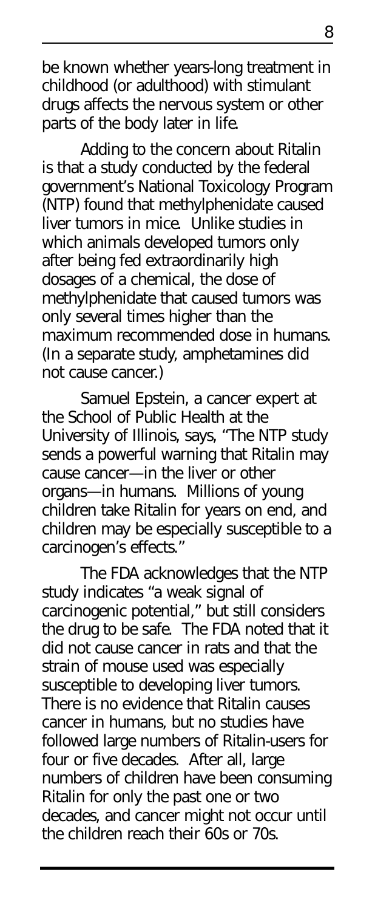be known whether years-long treatment in childhood (or adulthood) with stimulant drugs affects the nervous system or other parts of the body later in life.

Adding to the concern about Ritalin is that a study conducted by the federal government's National Toxicology Program (NTP) found that methylphenidate caused liver tumors in mice. Unlike studies in which animals developed tumors only after being fed extraordinarily high dosages of a chemical, the dose of methylphenidate that caused tumors was only several times higher than the maximum recommended dose in humans. (In a separate study, amphetamines did not cause cancer.)

Samuel Epstein, a cancer expert at the School of Public Health at the University of Illinois, says, "The NTP study sends a powerful warning that Ritalin may cause cancer—in the liver or other organs—in humans. Millions of young children take Ritalin for years on end, and children may be especially susceptible to a carcinogen's effects."

The FDA acknowledges that the NTP study indicates "a weak signal of carcinogenic potential," but still considers the drug to be safe. The FDA noted that it did not cause cancer in rats and that the strain of mouse used was especially susceptible to developing liver tumors. There is no evidence that Ritalin causes cancer in humans, but no studies have followed large numbers of Ritalin-users for four or five decades. After all, large numbers of children have been consuming Ritalin for only the past one or two decades, and cancer might not occur until the children reach their 60s or 70s.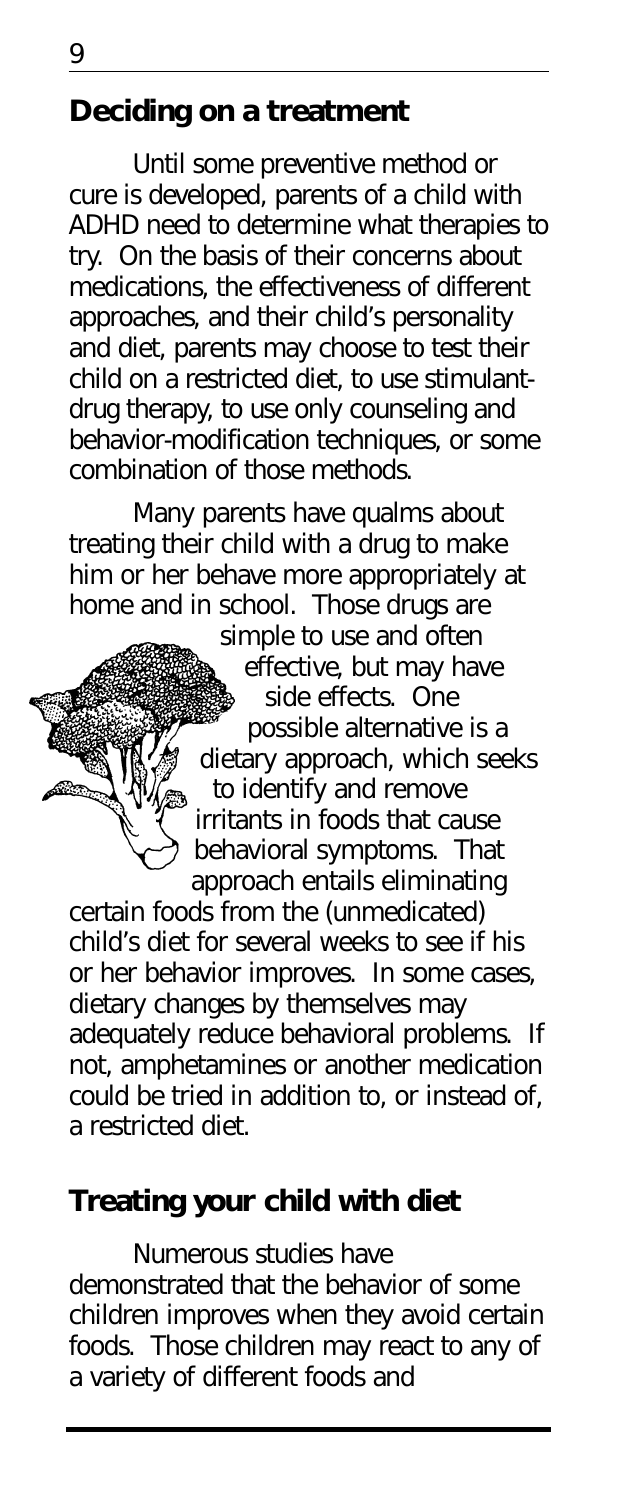## Deciding on a treatment

Until some preventive method or cure is developed, parents of a child with ADHD need to determine what therapies to try. On the basis of their concerns about medications, the effectiveness of different approaches, and their child's personality and diet, parents may choose to test their child on a restricted diet, to use stimulant-drug therapy, to use only counseling and behavior-modification techniques, or some combination of those methods.

Many parents have qualms about treating their child with a drug to make him or her behave more appropriately at home and in school. Those drugs are simple to use and often effective, but may have side effects. One possible alternative is a dietary approach, which seeks to identify and remove irritants in foods that cause behavioral symptoms. That approach entails eliminating certain foods from the (unmedicated) child's diet for several weeks to see if his or her behavior improves. In some cases, dietary changes by themselves may adequately reduce behavioral problems. If not, amphetamines or another medication could be tried in addition to, or instead of, a restricted diet.

## Treating your child with diet

Numerous studies have demonstrated that the behavior of some children improves when they avoid certain foods. Those children may react to any of a variety of different foods and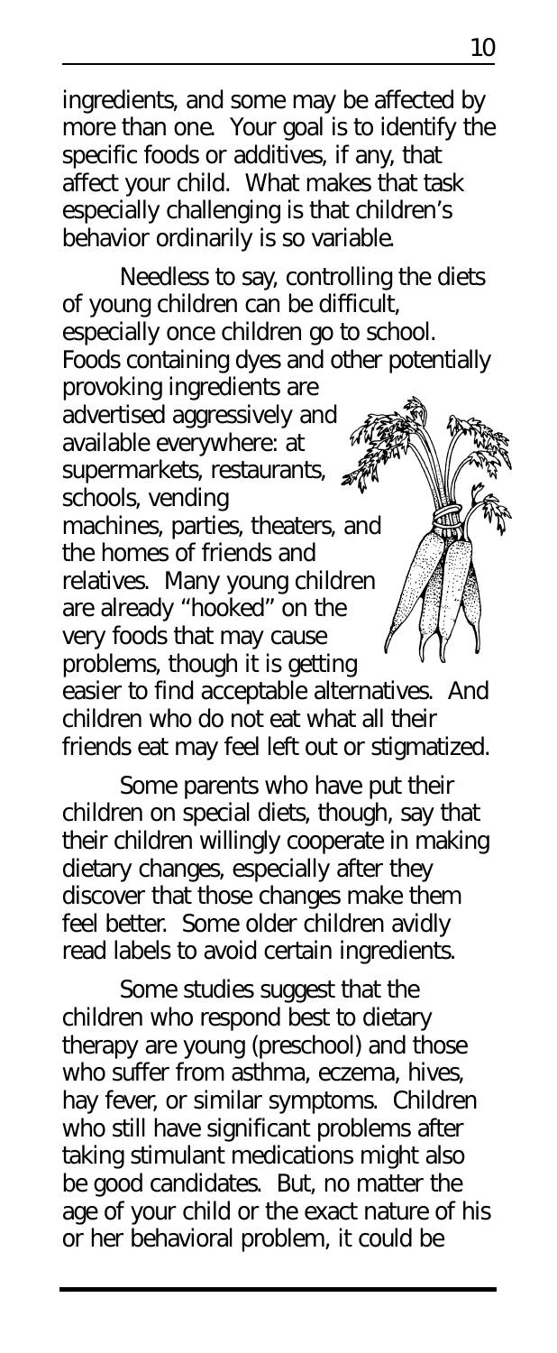ingredients, and some may be affected by more than one. Your goal is to identify the specific foods or additives, if any, that affect your child. What makes that task especially challenging is that children's behavior ordinarily is so variable.

Needless to say, controlling the diets of young children can be difficult, especially once children go to school. Foods containing dyes and other potentially provoking ingredients are advertised aggressively and available everywhere: at supermarkets, restaurants, schools, vending machines, parties, theaters, and the homes of friends and relatives. Many young children are already "hooked" on the very foods that may cause problems, though it is getting easier to find acceptable alternatives. And children who do not eat what all their friends eat may feel left out or stigmatized.

Some parents who have put their children on special diets, though, say that their children willingly cooperate in making dietary changes, especially after they discover that those changes make them feel better. Some older children avidly read labels to avoid certain ingredients.

Some studies suggest that the children who respond best to dietary therapy are young (preschool) and those who suffer from asthma, eczema, hives, hay fever, or similar symptoms. Children who still have significant problems after taking stimulant medications might also be good candidates. But, no matter the age of your child or the exact nature of his or her behavioral problem, it could be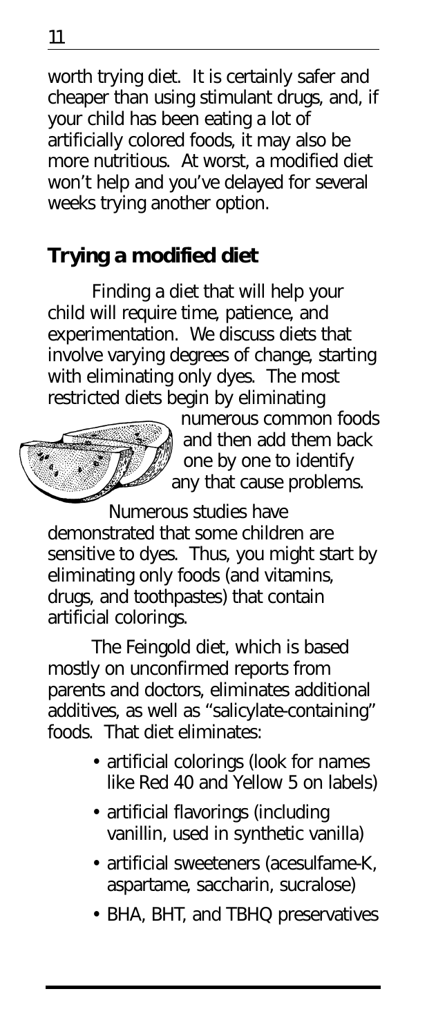worth trying diet. It is certainly safer and cheaper than using stimulant drugs, and, if your child has been eating a lot of artificially colored foods, it may also be more nutritious. At worst, a modified diet won't help and you've delayed for several weeks trying another option.

## Trying a modified diet

Finding a diet that will help your child will require time, patience, and experimentation. We discuss diets that involve varying degrees of change, starting with eliminating only dyes. The most restricted diets begin by eliminating numerous common foods and then add them back one by one to identify any that cause problems.

Numerous studies have demonstrated that some children are sensitive to dyes. Thus, you might start by eliminating only foods (and vitamins, drugs, and toothpastes) that contain artificial colorings.

The Feingold diet, which is based mostly on unconfirmed reports from parents and doctors, eliminates additional additives, as well as "salicylate-containing" foods. That diet eliminates:

- artificial colorings (look for names like Red 40 and Yellow 5 on labels)
- artificial flavorings (including vanillin, used in synthetic vanilla)
- artificial sweeteners (acesulfame-K, aspartame, saccharin, sucralose)
- BHA, BHT, and TBHQ preservatives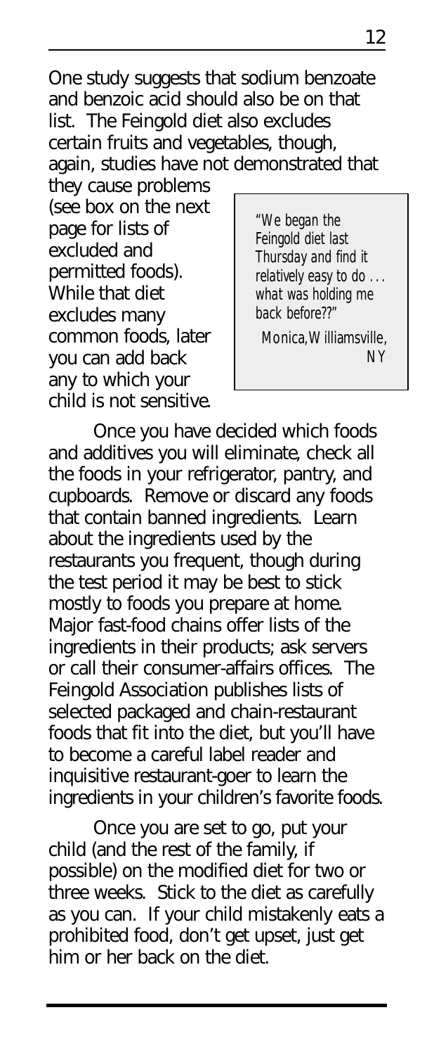One study suggests that sodium benzoate and benzoic acid should also be on that list. The Feingold diet also excludes certain fruits and vegetables, though, again, studies have not demonstrated that they cause problems (see box on the next page for lists of excluded and permitted foods). While that diet excludes many common foods, later you can add back any to which your child is not sensitive.

> *"We began the Feingold diet last Thursday and find it relatively easy to do . . . what was holding me back before??"*
>
> *Monica, Williamsville, NY*

Once you have decided which foods and additives you will eliminate, check all the foods in your refrigerator, pantry, and cupboards. Remove or discard any foods that contain banned ingredients. Learn about the ingredients used by the restaurants you frequent, though during the test period it may be best to stick mostly to foods you prepare at home. Major fast-food chains offer lists of the ingredients in their products; ask servers or call their consumer-affairs offices. The Feingold Association publishes lists of selected packaged and chain-restaurant foods that fit into the diet, but you'll have to become a careful label reader and inquisitive restaurant-goer to learn the ingredients in your children's favorite foods.

Once you are set to go, put your child (and the rest of the family, if possible) on the modified diet for two or three weeks. Stick to the diet as carefully as you can. If your child mistakenly eats a prohibited food, don't get upset, just get him or her back on the diet.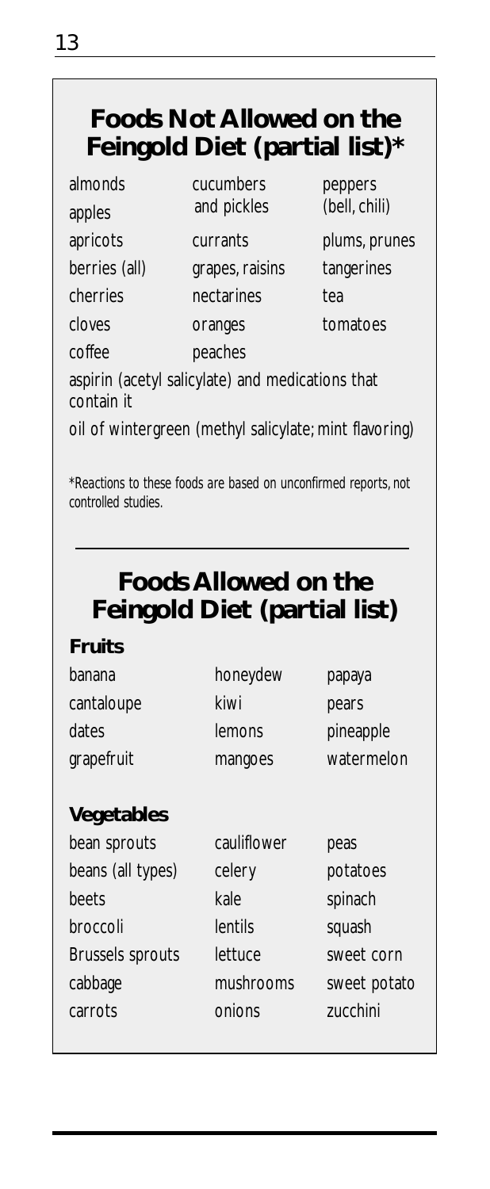## Foods Not Allowed on the Feingold Diet (partial list)*

almonds
apples
apricots
berries (all)
cherries
cloves
coffee
cucumbers and pickles
currants
grapes, raisins
nectarines
oranges
peaches
peppers (bell, chili)
plums, prunes
tangerines
tea
tomatoes

aspirin (acetyl salicylate) and medications that contain it

oil of wintergreen (methyl salicylate; mint flavoring)

*Reactions to these foods are based on unconfirmed reports, not controlled studies.

## Foods Allowed on the Feingold Diet (partial list)

**Fruits**

banana
cantaloupe
dates
grapefruit
honeydew
kiwi
lemons
mangoes
papaya
pears
pineapple
watermelon

**Vegetables**

bean sprouts
beans (all types)
beets
broccoli
Brussels sprouts
cabbage
carrots
cauliflower
celery
kale
lentils
lettuce
mushrooms
onions
peas
potatoes
spinach
squash
sweet corn
sweet potato
zucchini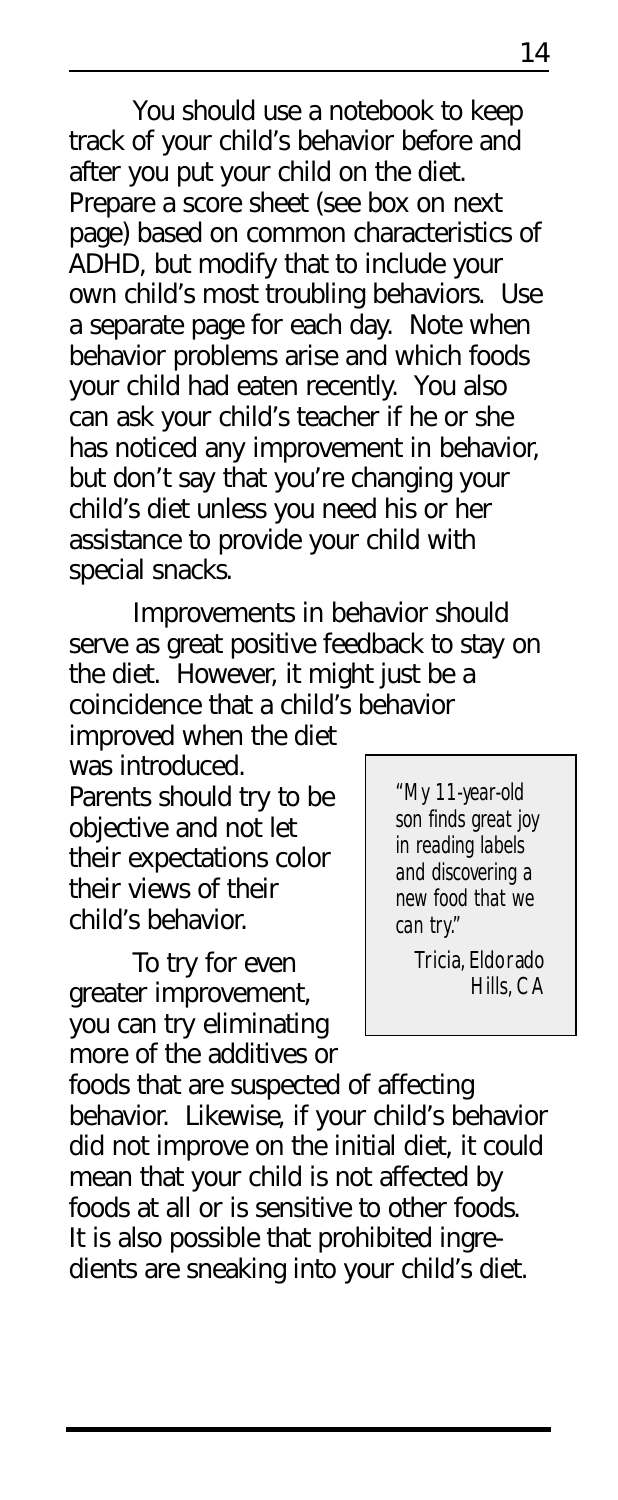You should use a notebook to keep track of your child's behavior before and after you put your child on the diet. Prepare a score sheet (see box on next page) based on common characteristics of ADHD, but modify that to include your own child's most troubling behaviors. Use a separate page for each day. Note when behavior problems arise and which foods your child had eaten recently. You also can ask your child's teacher if he or she has noticed any improvement in behavior, but don't say that you're changing your child's diet unless you need his or her assistance to provide your child with special snacks.

Improvements in behavior should serve as great positive feedback to stay on the diet. However, it might just be a coincidence that a child's behavior improved when the diet was introduced. Parents should try to be objective and not let their expectations color their views of their child's behavior.

> *"My 11-year-old son finds great joy in reading labels and discovering a new food that we can try."*
>
> *Tricia, Eldorado Hills, CA*

To try for even greater improvement, you can try eliminating more of the additives or foods that are suspected of affecting behavior. Likewise, if your child's behavior did not improve on the initial diet, it could mean that your child is not affected by foods at all or is sensitive to other foods. It is also possible that prohibited ingredients are sneaking into your child's diet.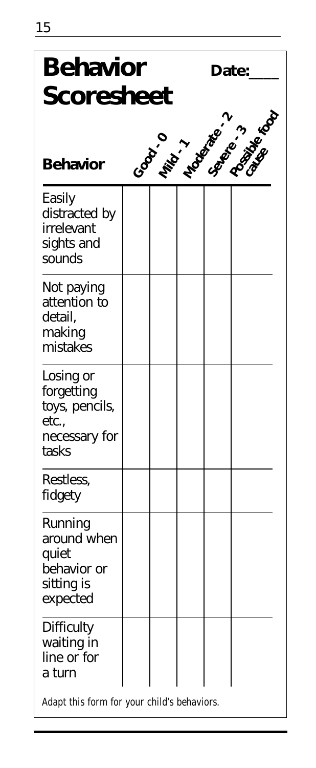# Behavior Scoresheet

Date:\_\_\_\_

| Behavior | Good - 0 | Mild - 1 | Moderate - 2 | Severe - 3 | Possible food cause |
|---|---|---|---|---|---|
| Easily distracted by irrelevant sights and sounds | | | | | |
| Not paying attention to detail, making mistakes | | | | | |
| Losing or forgetting toys, pencils, etc., necessary for tasks | | | | | |
| Restless, fidgety | | | | | |
| Running around when quiet behavior or sitting is expected | | | | | |
| Difficulty waiting in line or for a turn | | | | | |

*Adapt this form for your child's behaviors.*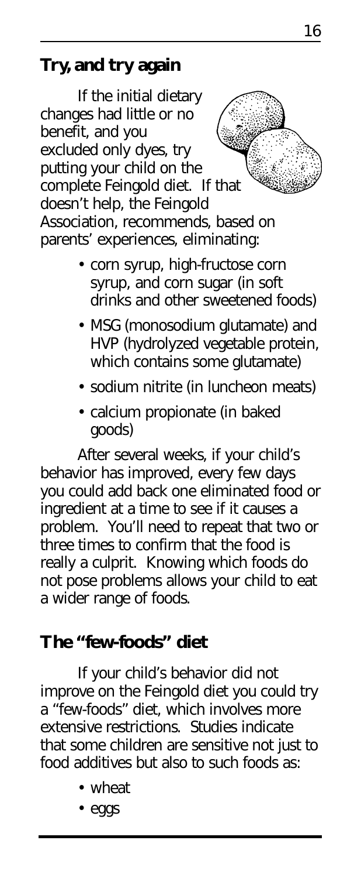## Try, and try again

If the initial dietary changes had little or no benefit, and you excluded only dyes, try putting your child on the complete Feingold diet. If that doesn't help, the Feingold Association, recommends, based on parents' experiences, eliminating:

- corn syrup, high-fructose corn syrup, and corn sugar (in soft drinks and other sweetened foods)
- MSG (monosodium glutamate) and HVP (hydrolyzed vegetable protein, which contains some glutamate)
- sodium nitrite (in luncheon meats)
- calcium propionate (in baked goods)

After several weeks, if your child's behavior has improved, every few days you could add back one eliminated food or ingredient at a time to see if it causes a problem. You'll need to repeat that two or three times to confirm that the food is really a culprit. Knowing which foods do not pose problems allows your child to eat a wider range of foods.

## The "few-foods" diet

If your child's behavior did not improve on the Feingold diet you could try a "few-foods" diet, which involves more extensive restrictions. Studies indicate that some children are sensitive not just to food additives but also to such foods as:

- wheat
- eggs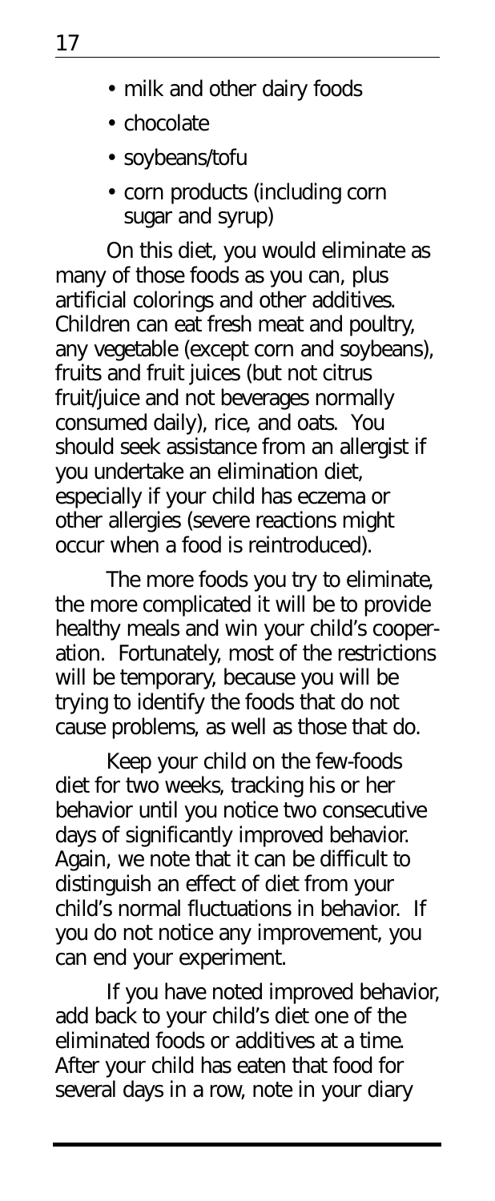- milk and other dairy foods
- chocolate
- soybeans/tofu
- corn products (including corn sugar and syrup)

On this diet, you would eliminate as many of those foods as you can, plus artificial colorings and other additives. Children can eat fresh meat and poultry, any vegetable (except corn and soybeans), fruits and fruit juices (but not citrus fruit/juice and not beverages normally consumed daily), rice, and oats. You should seek assistance from an allergist if you undertake an elimination diet, especially if your child has eczema or other allergies (severe reactions might occur when a food is reintroduced).

The more foods you try to eliminate, the more complicated it will be to provide healthy meals and win your child's cooperation. Fortunately, most of the restrictions will be temporary, because you will be trying to identify the foods that do not cause problems, as well as those that do.

Keep your child on the few-foods diet for two weeks, tracking his or her behavior until you notice two consecutive days of significantly improved behavior. Again, we note that it can be difficult to distinguish an effect of diet from your child's normal fluctuations in behavior. If you do not notice any improvement, you can end your experiment.

If you have noted improved behavior, add back to your child's diet one of the eliminated foods or additives at a time. After your child has eaten that food for several days in a row, note in your diary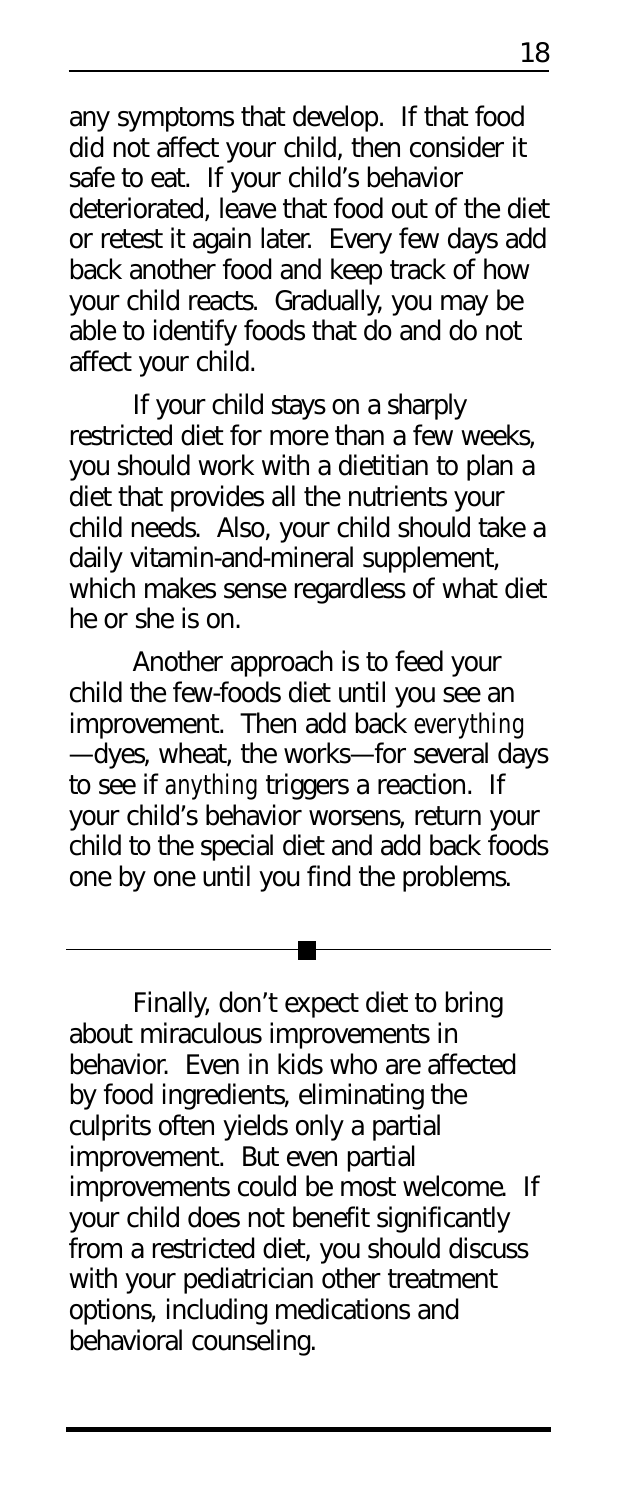any symptoms that develop. If that food did not affect your child, then consider it safe to eat. If your child's behavior deteriorated, leave that food out of the diet or retest it again later. Every few days add back another food and keep track of how your child reacts. Gradually, you may be able to identify foods that do and do not affect your child.

If your child stays on a sharply restricted diet for more than a few weeks, you should work with a dietitian to plan a diet that provides all the nutrients your child needs. Also, your child should take a daily vitamin-and-mineral supplement, which makes sense regardless of what diet he or she is on.

Another approach is to feed your child the few-foods diet until you see an improvement. Then add back *everything*—dyes, wheat, the works—for several days to see if *anything* triggers a reaction. If your child's behavior worsens, return your child to the special diet and add back foods one by one until you find the problems.

---

Finally, don't expect diet to bring about miraculous improvements in behavior. Even in kids who are affected by food ingredients, eliminating the culprits often yields only a partial improvement. But even partial improvements could be most welcome. If your child does not benefit significantly from a restricted diet, you should discuss with your pediatrician other treatment options, including medications and behavioral counseling.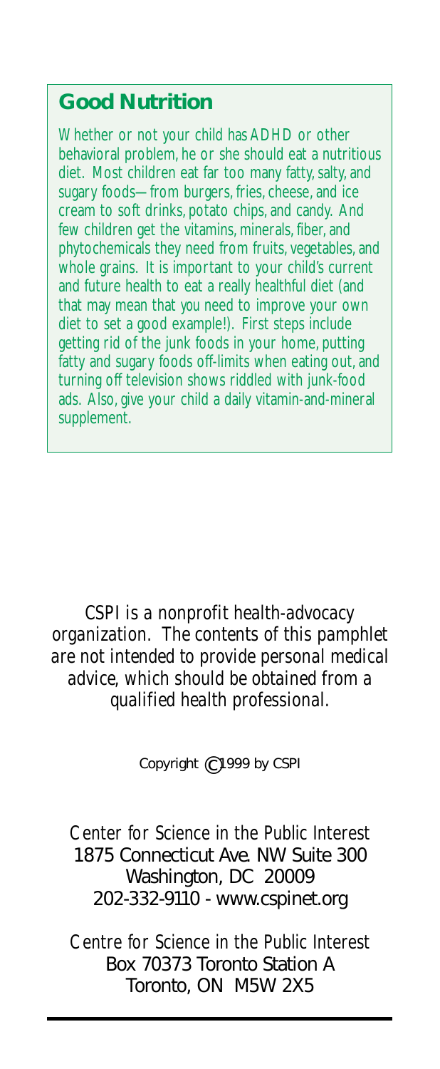## Good Nutrition

Whether or not your child has ADHD or other behavioral problem, he or she should eat a nutritious diet. Most children eat far too many fatty, salty, and sugary foods—from burgers, fries, cheese, and ice cream to soft drinks, potato chips, and candy. And few children get the vitamins, minerals, fiber, and phytochemicals they need from fruits, vegetables, and whole grains. It is important to your child's current and future health to eat a really healthful diet (and that may mean that you need to improve your own diet to set a good example!). First steps include getting rid of the junk foods in your home, putting fatty and sugary foods off-limits when eating out, and turning off television shows riddled with junk-food ads. Also, give your child a daily vitamin-and-mineral supplement.

*CSPI is a nonprofit health-advocacy organization. The contents of this pamphlet are not intended to provide personal medical advice, which should be obtained from a qualified health professional.*

Copyright © 1999 by CSPI

Center for Science in the Public Interest
1875 Connecticut Ave. NW Suite 300
Washington, DC 20009
202-332-9110 - www.cspinet.org

Centre for Science in the Public Interest
Box 70373 Toronto Station A
Toronto, ON M5W 2X5